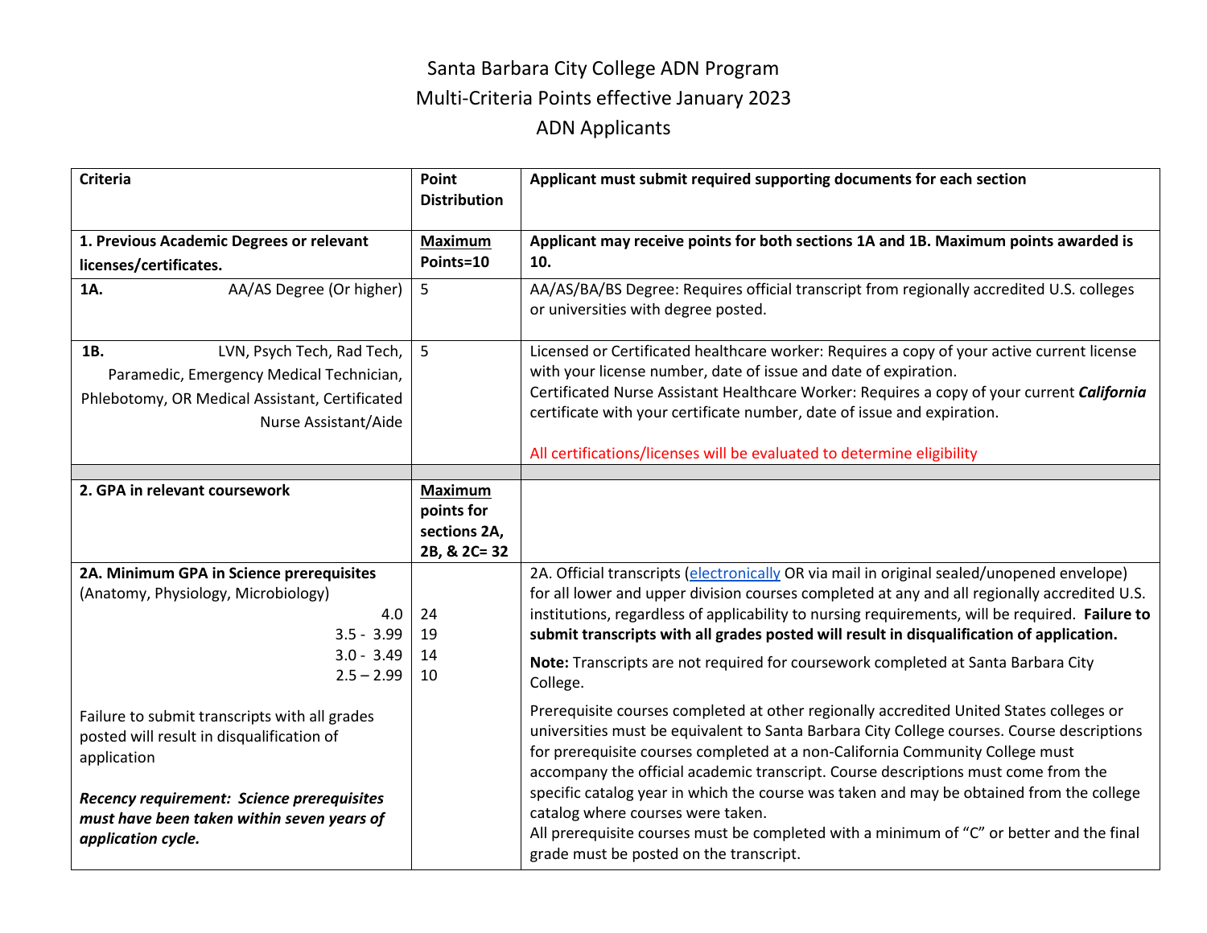# Santa Barbara City College ADN Program

## Multi-Criteria Points effective January 2023

## ADN Applicants

| Criteria | Point Distribution | Applicant must submit required supporting documents for each section |
|---|---|---|
| **1. Previous Academic Degrees or relevant licenses/certificates.** | **Maximum Points=10** | **Applicant may receive points for both sections 1A and 1B. Maximum points awarded is 10.** |
| **1A.** AA/AS Degree (Or higher) | 5 | AA/AS/BA/BS Degree: Requires official transcript from regionally accredited U.S. colleges or universities with degree posted. |
| **1B.** LVN, Psych Tech, Rad Tech, Paramedic, Emergency Medical Technician, Phlebotomy, OR Medical Assistant, Certificated Nurse Assistant/Aide | 5 | Licensed or Certificated healthcare worker: Requires a copy of your active current license with your license number, date of issue and date of expiration.<br>Certificated Nurse Assistant Healthcare Worker: Requires a copy of your current ***California*** certificate with your certificate number, date of issue and expiration.<br><br>All certifications/licenses will be evaluated to determine eligibility |
| | | |
| **2. GPA in relevant coursework** | **Maximum points for sections 2A, 2B, & 2C= 32** | |
| **2A. Minimum GPA in Science prerequisites** (Anatomy, Physiology, Microbiology)<br>4.0<br>3.5 - 3.99<br>3.0 - 3.49<br>2.5 – 2.99<br><br>Failure to submit transcripts with all grades posted will result in disqualification of application<br><br>***Recency requirement: Science prerequisites must have been taken within seven years of application cycle.*** | <br><br>24<br>19<br>14<br>10 | 2A. Official transcripts (electronically OR via mail in original sealed/unopened envelope) for all lower and upper division courses completed at any and all regionally accredited U.S. institutions, regardless of applicability to nursing requirements, will be required. **Failure to submit transcripts with all grades posted will result in disqualification of application.**<br><br>**Note:** Transcripts are not required for coursework completed at Santa Barbara City College.<br><br>Prerequisite courses completed at other regionally accredited United States colleges or universities must be equivalent to Santa Barbara City College courses. Course descriptions for prerequisite courses completed at a non-California Community College must accompany the official academic transcript. Course descriptions must come from the specific catalog year in which the course was taken and may be obtained from the college catalog where courses were taken.<br>All prerequisite courses must be completed with a minimum of "C" or better and the final grade must be posted on the transcript. |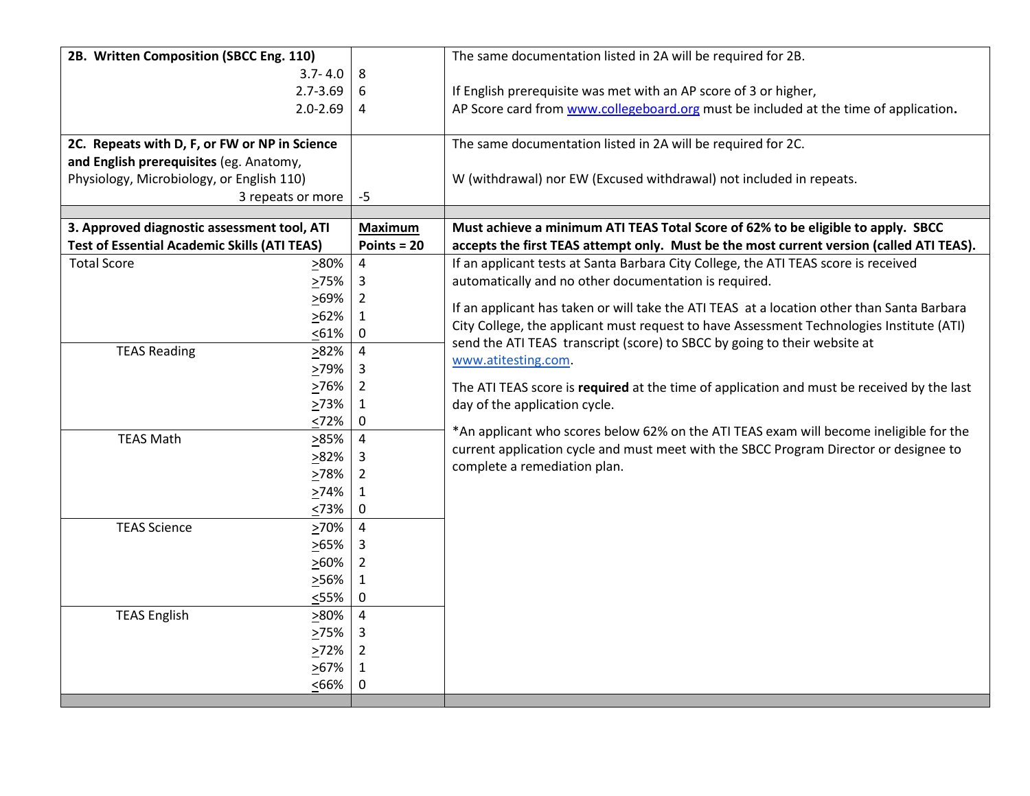| | | |
|---|---|---|
| **2B. Written Composition (SBCC Eng. 110)** | | The same documentation listed in 2A will be required for 2B. |
| 3.7- 4.0 | 8 | |
| 2.7-3.69 | 6 | If English prerequisite was met with an AP score of 3 or higher, |
| 2.0-2.69 | 4 | AP Score card from www.collegeboard.org must be included at the time of application**.** |
| **2C. Repeats with D, F, or FW or NP in Science and English prerequisites** (eg. Anatomy, Physiology, Microbiology, or English 110) | | The same documentation listed in 2A will be required for 2C. W (withdrawal) nor EW (Excused withdrawal) not included in repeats. |
| 3 repeats or more | -5 | |
| | | |
| **3. Approved diagnostic assessment tool, ATI Test of Essential Academic Skills (ATI TEAS)** | **Maximum Points = 20** | **Must achieve a minimum ATI TEAS Total Score of 62% to be eligible to apply. SBCC accepts the first TEAS attempt only. Must be the most current version (called ATI TEAS).** |
| Total Score ≥80% | 4 | If an applicant tests at Santa Barbara City College, the ATI TEAS score is received automatically and no other documentation is required. |
| ≥75% | 3 | |
| ≥69% | 2 | If an applicant has taken or will take the ATI TEAS at a location other than Santa Barbara City College, the applicant must request to have Assessment Technologies Institute (ATI) send the ATI TEAS transcript (score) to SBCC by going to their website at www.atitesting.com. |
| ≥62% | 1 | |
| ≤61% | 0 | |
| TEAS Reading ≥82% | 4 | |
| ≥79% | 3 | The ATI TEAS score is **required** at the time of application and must be received by the last day of the application cycle. |
| ≥76% | 2 | |
| ≥73% | 1 | |
| ≤72% | 0 | *An applicant who scores below 62% on the ATI TEAS exam will become ineligible for the current application cycle and must meet with the SBCC Program Director or designee to complete a remediation plan. |
| TEAS Math ≥85% | 4 | |
| ≥82% | 3 | |
| ≥78% | 2 | |
| ≥74% | 1 | |
| ≤73% | 0 | |
| TEAS Science ≥70% | 4 | |
| ≥65% | 3 | |
| ≥60% | 2 | |
| ≥56% | 1 | |
| ≤55% | 0 | |
| TEAS English ≥80% | 4 | |
| ≥75% | 3 | |
| ≥72% | 2 | |
| ≥67% | 1 | |
| ≤66% | 0 | |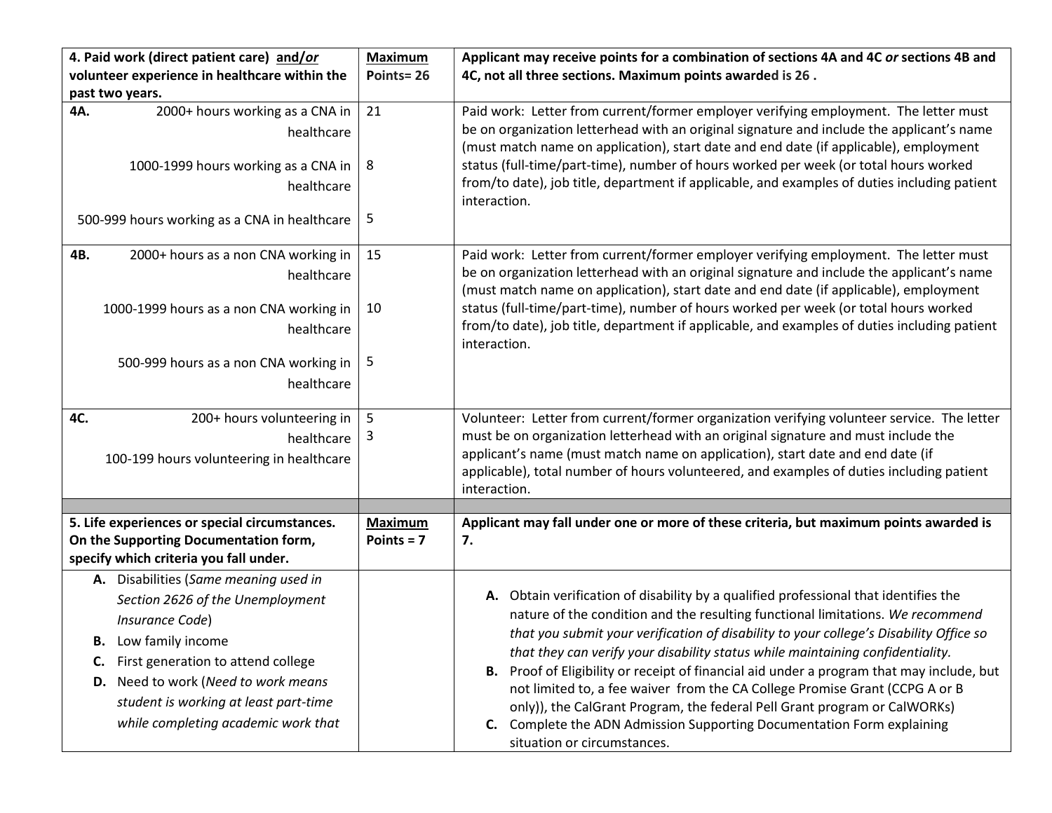| 4. Paid work (direct patient care) and/or volunteer experience in healthcare within the past two years. | Maximum Points= 26 | Applicant may receive points for a combination of sections 4A and 4C *or* sections 4B and 4C, not all three sections. Maximum points awarded is 26 . |
|---|---|---|
| **4A.** 2000+ hours working as a CNA in healthcare<br><br>1000-1999 hours working as a CNA in healthcare<br><br>500-999 hours working as a CNA in healthcare | 21<br><br>8<br><br>5 | Paid work: Letter from current/former employer verifying employment. The letter must be on organization letterhead with an original signature and include the applicant's name (must match name on application), start date and end date (if applicable), employment status (full-time/part-time), number of hours worked per week (or total hours worked from/to date), job title, department if applicable, and examples of duties including patient interaction. |
| **4B.** 2000+ hours as a non CNA working in healthcare<br><br>1000-1999 hours as a non CNA working in healthcare<br><br>500-999 hours as a non CNA working in healthcare | 15<br><br>10<br><br>5 | Paid work: Letter from current/former employer verifying employment. The letter must be on organization letterhead with an original signature and include the applicant's name (must match name on application), start date and end date (if applicable), employment status (full-time/part-time), number of hours worked per week (or total hours worked from/to date), job title, department if applicable, and examples of duties including patient interaction. |
| **4C.** 200+ hours volunteering in healthcare<br>100-199 hours volunteering in healthcare | 5<br>3 | Volunteer: Letter from current/former organization verifying volunteer service. The letter must be on organization letterhead with an original signature and must include the applicant's name (must match name on application), start date and end date (if applicable), total number of hours volunteered, and examples of duties including patient interaction. |
| | | |
| **5. Life experiences or special circumstances. On the Supporting Documentation form, specify which criteria you fall under.** | **Maximum Points = 7** | **Applicant may fall under one or more of these criteria, but maximum points awarded is 7.** |
| **A.** Disabilities (*Same meaning used in Section 2626 of the Unemployment Insurance Code*)<br>**B.** Low family income<br>**C.** First generation to attend college<br>**D.** Need to work (*Need to work means student is working at least part-time while completing academic work that* | | **A.** Obtain verification of disability by a qualified professional that identifies the nature of the condition and the resulting functional limitations. *We recommend that you submit your verification of disability to your college's Disability Office so that they can verify your disability status while maintaining confidentiality.*<br>**B.** Proof of Eligibility or receipt of financial aid under a program that may include, but not limited to, a fee waiver from the CA College Promise Grant (CCPG A or B only)), the CalGrant Program, the federal Pell Grant program or CalWORKs)<br>**C.** Complete the ADN Admission Supporting Documentation Form explaining situation or circumstances. |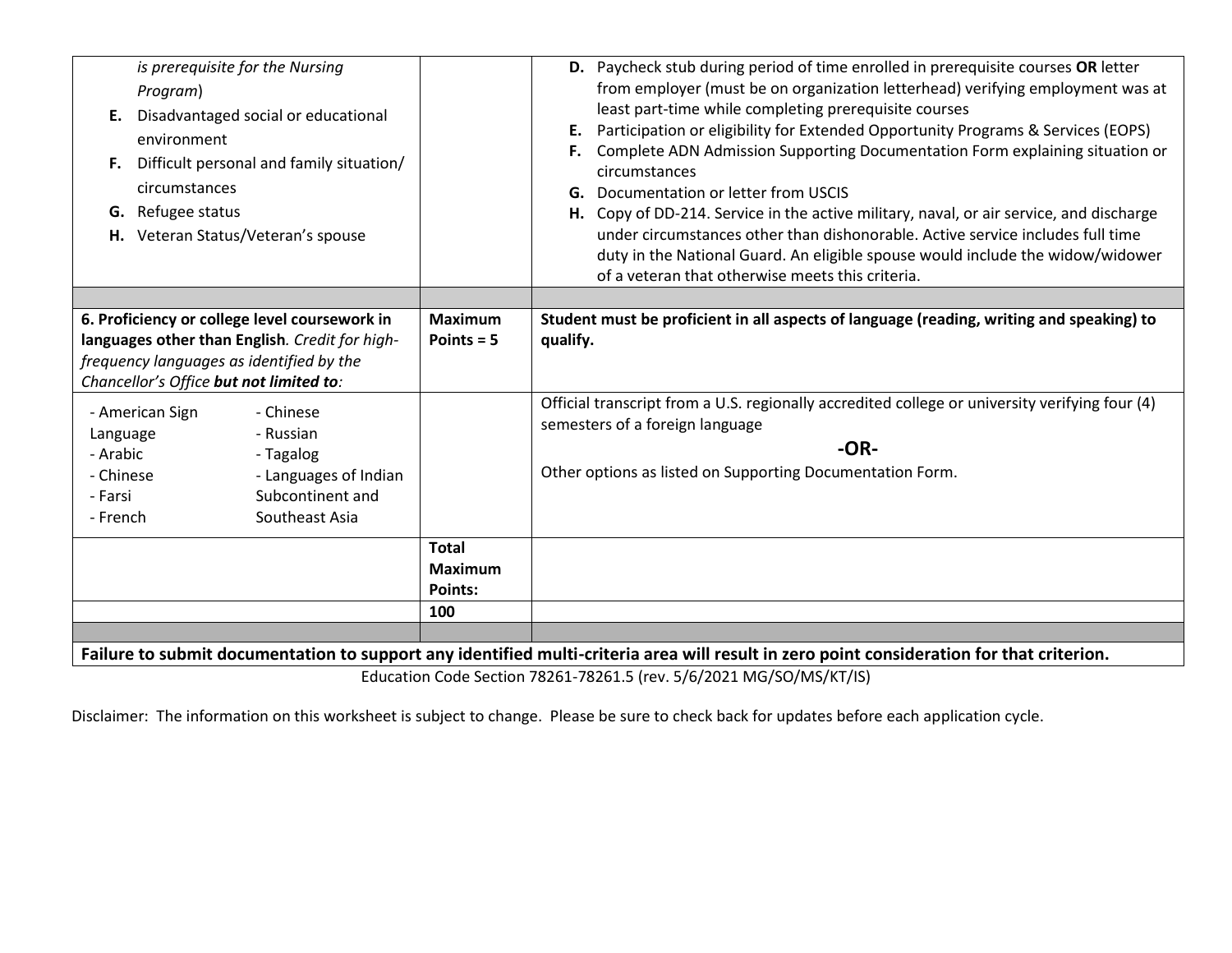| | | |
|---|---|---|
| *is prerequisite for the Nursing Program*)<br>**E.** Disadvantaged social or educational environment<br>**F.** Difficult personal and family situation/ circumstances<br>**G.** Refugee status<br>**H.** Veteran Status/Veteran's spouse | | **D.** Paycheck stub during period of time enrolled in prerequisite courses **OR** letter from employer (must be on organization letterhead) verifying employment was at least part-time while completing prerequisite courses<br>**E.** Participation or eligibility for Extended Opportunity Programs & Services (EOPS)<br>**F.** Complete ADN Admission Supporting Documentation Form explaining situation or circumstances<br>**G.** Documentation or letter from USCIS<br>**H.** Copy of DD-214. Service in the active military, naval, or air service, and discharge under circumstances other than dishonorable. Active service includes full time duty in the National Guard. An eligible spouse would include the widow/widower of a veteran that otherwise meets this criteria. |
| | | |
| **6. Proficiency or college level coursework in languages other than English**. *Credit for high-frequency languages as identified by the Chancellor's Office* ***but not limited to****:* | **Maximum Points = 5** | **Student must be proficient in all aspects of language (reading, writing and speaking) to qualify.** |
| - American Sign Language<br>- Arabic<br>- Chinese<br>- Farsi<br>- French<br>- Chinese<br>- Russian<br>- Tagalog<br>- Languages of Indian Subcontinent and Southeast Asia | | Official transcript from a U.S. regionally accredited college or university verifying four (4) semesters of a foreign language<br>**-OR-**<br>Other options as listed on Supporting Documentation Form. |
| | **Total Maximum Points:** | |
| | **100** | |
| | | |
| **Failure to submit documentation to support any identified multi-criteria area will result in zero point consideration for that criterion.** | | |

Education Code Section 78261-78261.5 (rev. 5/6/2021 MG/SO/MS/KT/IS)

Disclaimer: The information on this worksheet is subject to change. Please be sure to check back for updates before each application cycle.